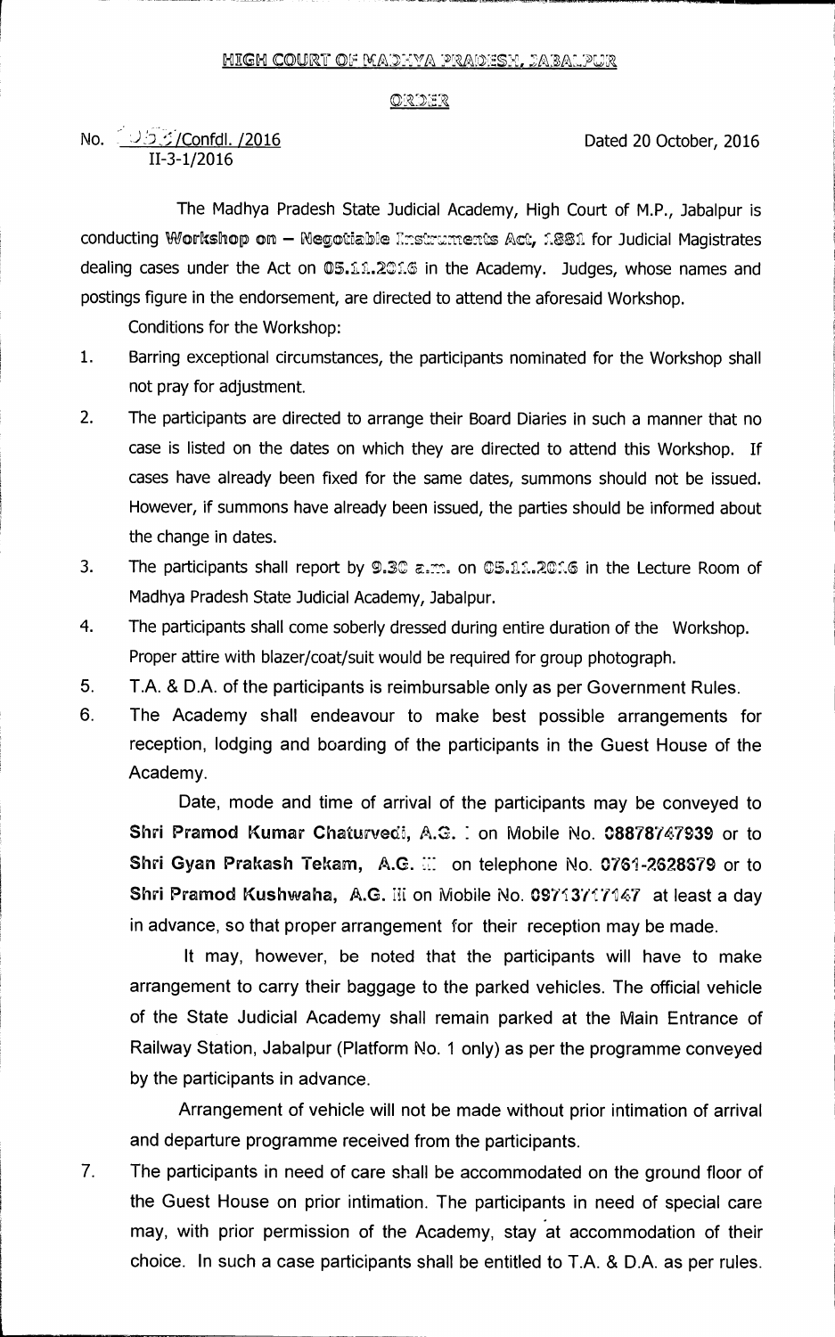# HIGH COURT OF MADHYA PRADESH, JABALPUR

## ORDER

No. 253/Confdl. /2016
II-3-1/2016

Dated 20 October, 2016

The Madhya Pradesh State Judicial Academy, High Court of M.P., Jabalpur is conducting **Workshop on – Negotiable Instruments Act, 1881** for Judicial Magistrates dealing cases under the Act on **05.11.2016** in the Academy. Judges, whose names and postings figure in the endorsement, are directed to attend the aforesaid Workshop.

Conditions for the Workshop:

1. Barring exceptional circumstances, the participants nominated for the Workshop shall not pray for adjustment.
2. The participants are directed to arrange their Board Diaries in such a manner that no case is listed on the dates on which they are directed to attend this Workshop. If cases have already been fixed for the same dates, summons should not be issued. However, if summons have already been issued, the parties should be informed about the change in dates.
3. The participants shall report by **9.30 a.m.** on **05.11.2016** in the Lecture Room of Madhya Pradesh State Judicial Academy, Jabalpur.
4. The participants shall come soberly dressed during entire duration of the Workshop. Proper attire with blazer/coat/suit would be required for group photograph.
5. T.A. & D.A. of the participants is reimbursable only as per Government Rules.
6. The Academy shall endeavour to make best possible arrangements for reception, lodging and boarding of the participants in the Guest House of the Academy.

   Date, mode and time of arrival of the participants may be conveyed to **Shri Pramod Kumar Chaturvedi, A.G. I** on Mobile No. **08878747939** or to **Shri Gyan Prakash Tekam, A.G. III** on telephone No. **0761-2628679** or to **Shri Pramod Kushwaha, A.G. III** on Mobile No. **09713717147** at least a day in advance, so that proper arrangement for their reception may be made.

   It may, however, be noted that the participants will have to make arrangement to carry their baggage to the parked vehicles. The official vehicle of the State Judicial Academy shall remain parked at the Main Entrance of Railway Station, Jabalpur (Platform No. 1 only) as per the programme conveyed by the participants in advance.

   Arrangement of vehicle will not be made without prior intimation of arrival and departure programme received from the participants.
7. The participants in need of care shall be accommodated on the ground floor of the Guest House on prior intimation. The participants in need of special care may, with prior permission of the Academy, stay at accommodation of their choice. In such a case participants shall be entitled to T.A. & D.A. as per rules.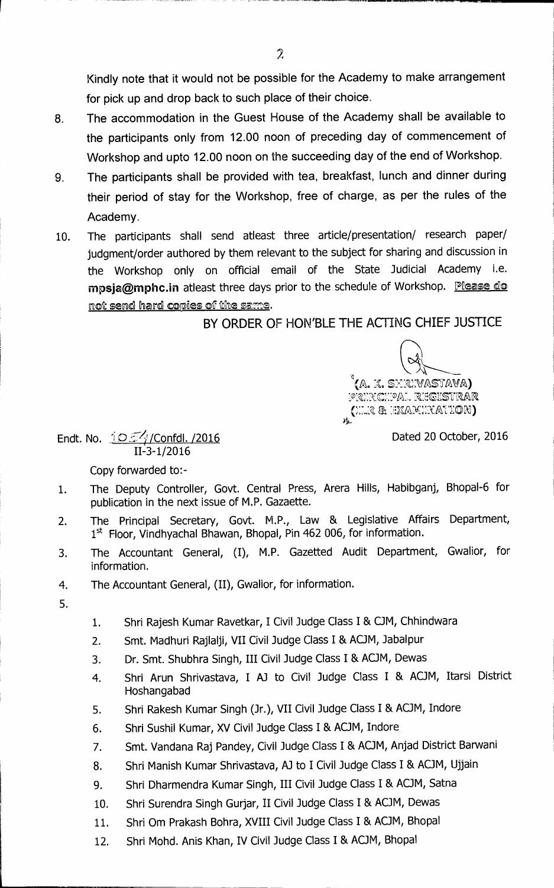Kindly note that it would not be possible for the Academy to make arrangement for pick up and drop back to such place of their choice.

8. The accommodation in the Guest House of the Academy shall be available to the participants only from 12.00 noon of preceding day of commencement of Workshop and upto 12.00 noon on the succeeding day of the end of Workshop.
9. The participants shall be provided with tea, breakfast, lunch and dinner during their period of stay for the Workshop, free of charge, as per the rules of the Academy.
10. The participants shall send atleast three article/presentation/ research paper/ judgment/order authored by them relevant to the subject for sharing and discussion in the Workshop only on official email of the State Judicial Academy i.e. **mpsja@mphc.in** atleast three days prior to the schedule of Workshop. **Please do not send hard copies of the same.**

BY ORDER OF HON'BLE THE ACTING CHIEF JUSTICE

(A. K. SHRIVASTAVA)
PRINCIPAL REGISTRAR
(ILR & EXAMINATION)

Endt. No. 1054/Confdl. /2016
II-3-1/2016

Dated 20 October, 2016

Copy forwarded to:-

1. The Deputy Controller, Govt. Central Press, Arera Hills, Habibganj, Bhopal-6 for publication in the next issue of M.P. Gazaette.
2. The Principal Secretary, Govt. M.P., Law & Legislative Affairs Department, 1st Floor, Vindhyachal Bhawan, Bhopal, Pin 462 006, for information.
3. The Accountant General, (I), M.P. Gazetted Audit Department, Gwalior, for information.
4. The Accountant General, (II), Gwalior, for information.
5. 
   1. Shri Rajesh Kumar Ravetkar, I Civil Judge Class I & CJM, Chhindwara
   2. Smt. Madhuri Rajlalji, VII Civil Judge Class I & ACJM, Jabalpur
   3. Dr. Smt. Shubhra Singh, III Civil Judge Class I & ACJM, Dewas
   4. Shri Arun Shrivastava, I AJ to Civil Judge Class I & ACJM, Itarsi District Hoshangabad
   5. Shri Rakesh Kumar Singh (Jr.), VII Civil Judge Class I & ACJM, Indore
   6. Shri Sushil Kumar, XV Civil Judge Class I & ACJM, Indore
   7. Smt. Vandana Raj Pandey, Civil Judge Class I & ACJM, Anjad District Barwani
   8. Shri Manish Kumar Shrivastava, AJ to I Civil Judge Class I & ACJM, Ujjain
   9. Shri Dharmendra Kumar Singh, III Civil Judge Class I & ACJM, Satna
   10. Shri Surendra Singh Gurjar, II Civil Judge Class I & ACJM, Dewas
   11. Shri Om Prakash Bohra, XVIII Civil Judge Class I & ACJM, Bhopal
   12. Shri Mohd. Anis Khan, IV Civil Judge Class I & ACJM, Bhopal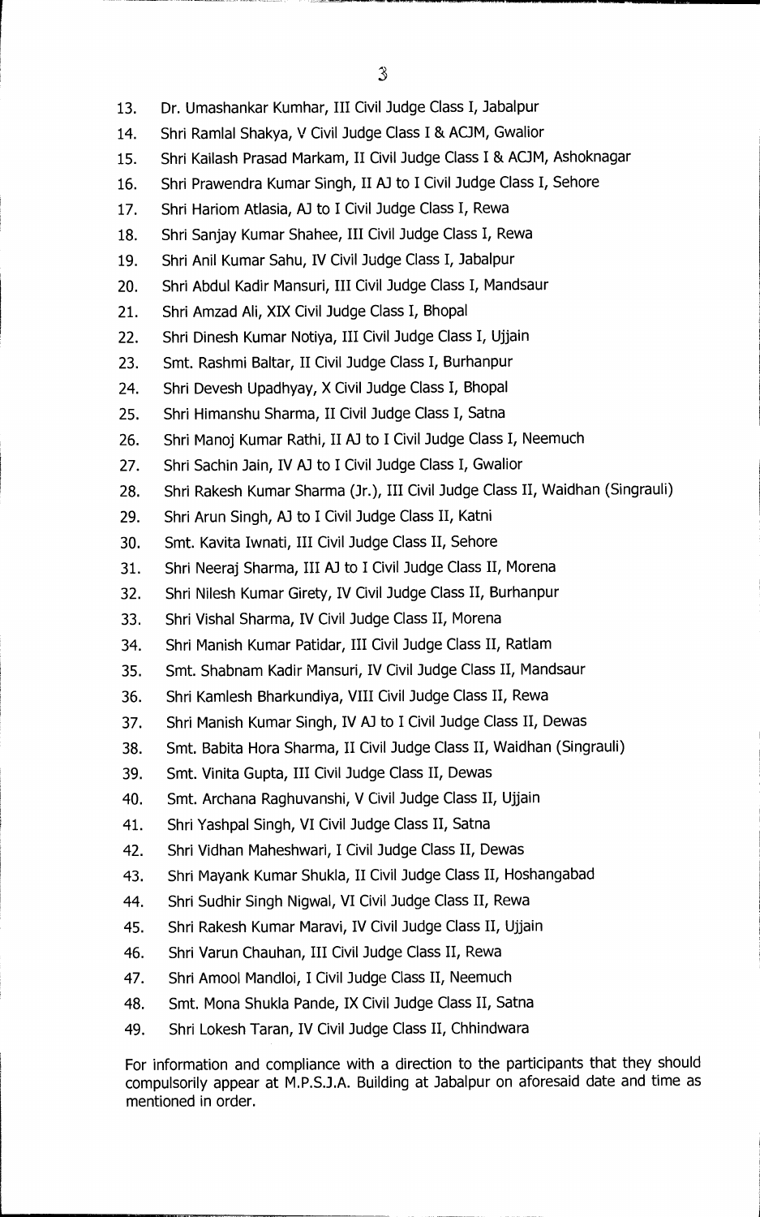13. Dr. Umashankar Kumhar, III Civil Judge Class I, Jabalpur
14. Shri Ramlal Shakya, V Civil Judge Class I & ACJM, Gwalior
15. Shri Kailash Prasad Markam, II Civil Judge Class I & ACJM, Ashoknagar
16. Shri Prawendra Kumar Singh, II AJ to I Civil Judge Class I, Sehore
17. Shri Hariom Atlasia, AJ to I Civil Judge Class I, Rewa
18. Shri Sanjay Kumar Shahee, III Civil Judge Class I, Rewa
19. Shri Anil Kumar Sahu, IV Civil Judge Class I, Jabalpur
20. Shri Abdul Kadir Mansuri, III Civil Judge Class I, Mandsaur
21. Shri Amzad Ali, XIX Civil Judge Class I, Bhopal
22. Shri Dinesh Kumar Notiya, III Civil Judge Class I, Ujjain
23. Smt. Rashmi Baltar, II Civil Judge Class I, Burhanpur
24. Shri Devesh Upadhyay, X Civil Judge Class I, Bhopal
25. Shri Himanshu Sharma, II Civil Judge Class I, Satna
26. Shri Manoj Kumar Rathi, II AJ to I Civil Judge Class I, Neemuch
27. Shri Sachin Jain, IV AJ to I Civil Judge Class I, Gwalior
28. Shri Rakesh Kumar Sharma (Jr.), III Civil Judge Class II, Waidhan (Singrauli)
29. Shri Arun Singh, AJ to I Civil Judge Class II, Katni
30. Smt. Kavita Iwnati, III Civil Judge Class II, Sehore
31. Shri Neeraj Sharma, III AJ to I Civil Judge Class II, Morena
32. Shri Nilesh Kumar Girety, IV Civil Judge Class II, Burhanpur
33. Shri Vishal Sharma, IV Civil Judge Class II, Morena
34. Shri Manish Kumar Patidar, III Civil Judge Class II, Ratlam
35. Smt. Shabnam Kadir Mansuri, IV Civil Judge Class II, Mandsaur
36. Shri Kamlesh Bharkundiya, VIII Civil Judge Class II, Rewa
37. Shri Manish Kumar Singh, IV AJ to I Civil Judge Class II, Dewas
38. Smt. Babita Hora Sharma, II Civil Judge Class II, Waidhan (Singrauli)
39. Smt. Vinita Gupta, III Civil Judge Class II, Dewas
40. Smt. Archana Raghuvanshi, V Civil Judge Class II, Ujjain
41. Shri Yashpal Singh, VI Civil Judge Class II, Satna
42. Shri Vidhan Maheshwari, I Civil Judge Class II, Dewas
43. Shri Mayank Kumar Shukla, II Civil Judge Class II, Hoshangabad
44. Shri Sudhir Singh Nigwal, VI Civil Judge Class II, Rewa
45. Shri Rakesh Kumar Maravi, IV Civil Judge Class II, Ujjain
46. Shri Varun Chauhan, III Civil Judge Class II, Rewa
47. Shri Amool Mandloi, I Civil Judge Class II, Neemuch
48. Smt. Mona Shukla Pande, IX Civil Judge Class II, Satna
49. Shri Lokesh Taran, IV Civil Judge Class II, Chhindwara

For information and compliance with a direction to the participants that they should compulsorily appear at M.P.S.J.A. Building at Jabalpur on aforesaid date and time as mentioned in order.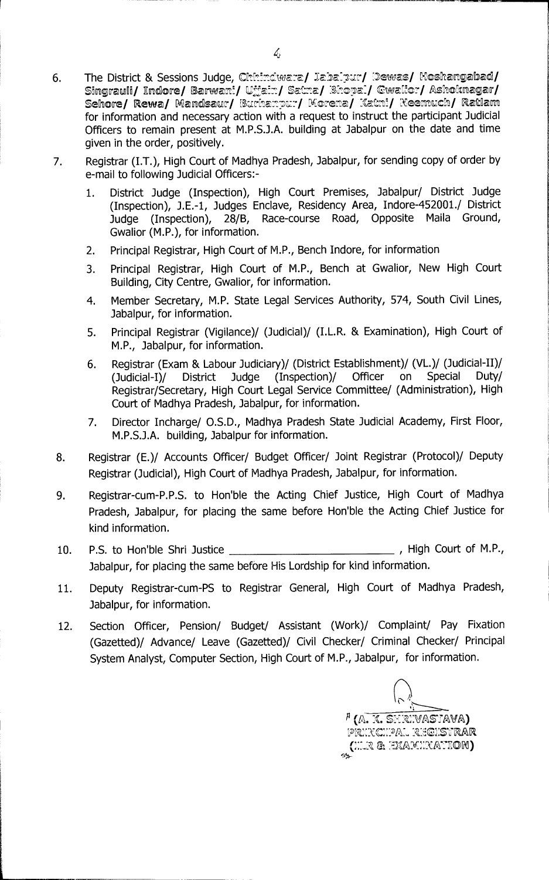6. The District & Sessions Judge, Chhindwara/ Jabalpur/ Dewas/ Hoshangabad/ Singrauli/ Indore/ Barwani/ Ujjain/ Satna/ Bhopal/ Gwalior/ Ashoknagar/ Sehore/ Rewa/ Mandsaur/ Burhanpur/ Morena/ Katni/ Neemuch/ Ratlam for information and necessary action with a request to instruct the participant Judicial Officers to remain present at M.P.S.J.A. building at Jabalpur on the date and time given in the order, positively.

7. Registrar (I.T.), High Court of Madhya Pradesh, Jabalpur, for sending copy of order by e-mail to following Judicial Officers:-

   1. District Judge (Inspection), High Court Premises, Jabalpur/ District Judge (Inspection), J.E.-1, Judges Enclave, Residency Area, Indore-452001./ District Judge (Inspection), 28/B, Race-course Road, Opposite Maila Ground, Gwalior (M.P.), for information.
   2. Principal Registrar, High Court of M.P., Bench Indore, for information
   3. Principal Registrar, High Court of M.P., Bench at Gwalior, New High Court Building, City Centre, Gwalior, for information.
   4. Member Secretary, M.P. State Legal Services Authority, 574, South Civil Lines, Jabalpur, for information.
   5. Principal Registrar (Vigilance)/ (Judicial)/ (I.L.R. & Examination), High Court of M.P., Jabalpur, for information.
   6. Registrar (Exam & Labour Judiciary)/ (District Establishment)/ (VL.)/ (Judicial-II)/ (Judicial-I)/ District Judge (Inspection)/ Officer on Special Duty/ Registrar/Secretary, High Court Legal Service Committee/ (Administration), High Court of Madhya Pradesh, Jabalpur, for information.
   7. Director Incharge/ O.S.D., Madhya Pradesh State Judicial Academy, First Floor, M.P.S.J.A. building, Jabalpur for information.

8. Registrar (E.)/ Accounts Officer/ Budget Officer/ Joint Registrar (Protocol)/ Deputy Registrar (Judicial), High Court of Madhya Pradesh, Jabalpur, for information.

9. Registrar-cum-P.P.S. to Hon'ble the Acting Chief Justice, High Court of Madhya Pradesh, Jabalpur, for placing the same before Hon'ble the Acting Chief Justice for kind information.

10. P.S. to Hon'ble Shri Justice ____________________________ , High Court of M.P., Jabalpur, for placing the same before His Lordship for kind information.

11. Deputy Registrar-cum-PS to Registrar General, High Court of Madhya Pradesh, Jabalpur, for information.

12. Section Officer, Pension/ Budget/ Assistant (Work)/ Complaint/ Pay Fixation (Gazetted)/ Advance/ Leave (Gazetted)/ Civil Checker/ Criminal Checker/ Principal System Analyst, Computer Section, High Court of M.P., Jabalpur, for information.

(A. K. SHRIVASTAVA)
PRINCIPAL REGISTRAR
(ILR & EXAMINATION)